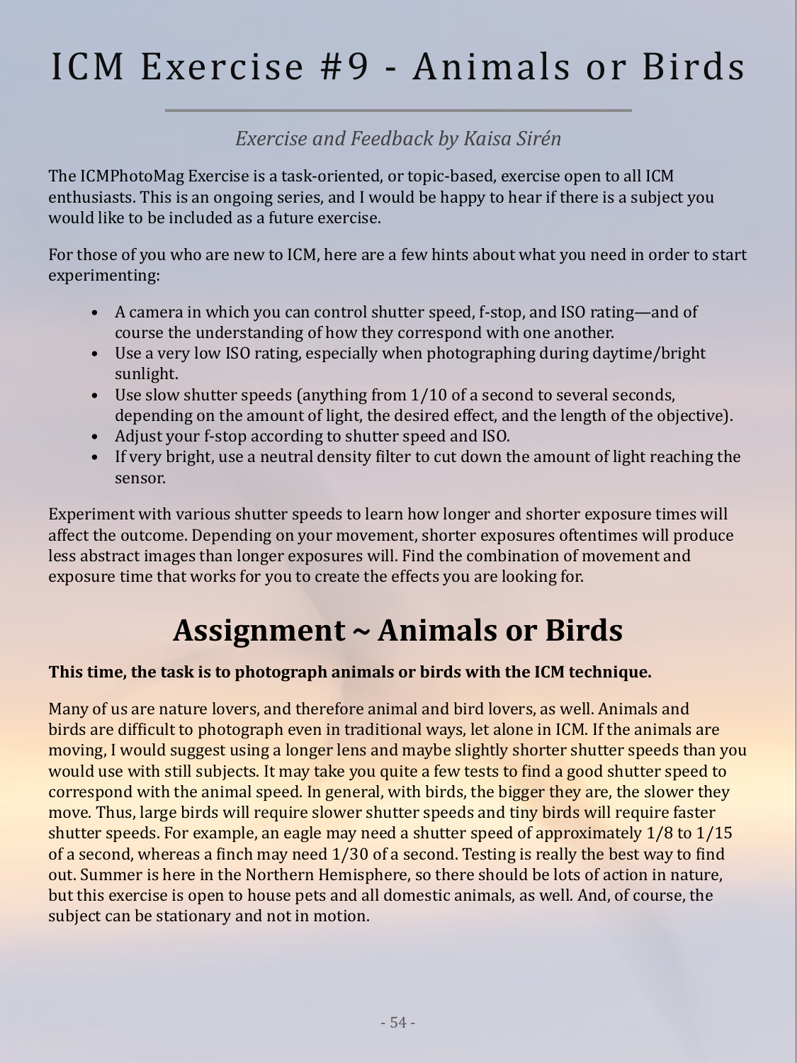# ICM Exercise #9 - Animals or Birds

*Exercise and Feedback by Kaisa Sirén*

The ICMPhotoMag Exercise is a task-oriented, or topic-based, exercise open to all ICM enthusiasts. This is an ongoing series, and I would be happy to hear if there is a subject you would like to be included as a future exercise.

For those of you who are new to ICM, here are a few hints about what you need in order to start experimenting:

- A camera in which you can control shutter speed, f-stop, and ISO rating—and of course the understanding of how they correspond with one another.
- Use a very low ISO rating, especially when photographing during daytime/bright sunlight.
- Use slow shutter speeds (anything from 1/10 of a second to several seconds, depending on the amount of light, the desired effect, and the length of the objective).
- Adjust your f-stop according to shutter speed and ISO.
- If very bright, use a neutral density filter to cut down the amount of light reaching the sensor.

Experiment with various shutter speeds to learn how longer and shorter exposure times will affect the outcome. Depending on your movement, shorter exposures oftentimes will produce less abstract images than longer exposures will. Find the combination of movement and exposure time that works for you to create the effects you are looking for.

## Assignment ~ Animals or Birds

**This time, the task is to photograph animals or birds with the ICM technique.**

Many of us are nature lovers, and therefore animal and bird lovers, as well. Animals and birds are difficult to photograph even in traditional ways, let alone in ICM. If the animals are moving, I would suggest using a longer lens and maybe slightly shorter shutter speeds than you would use with still subjects. It may take you quite a few tests to find a good shutter speed to correspond with the animal speed. In general, with birds, the bigger they are, the slower they move. Thus, large birds will require slower shutter speeds and tiny birds will require faster shutter speeds. For example, an eagle may need a shutter speed of approximately 1/8 to 1/15 of a second, whereas a finch may need 1/30 of a second. Testing is really the best way to find out. Summer is here in the Northern Hemisphere, so there should be lots of action in nature, but this exercise is open to house pets and all domestic animals, as well. And, of course, the subject can be stationary and not in motion.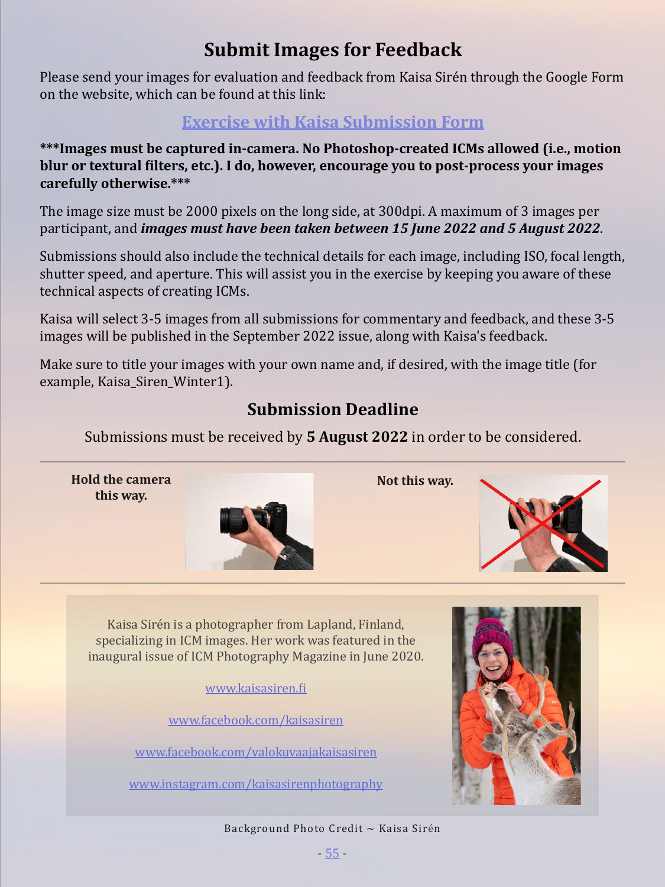## Submit Images for Feedback

Please send your images for evaluation and feedback from Kaisa Sirén through the Google Form on the website, which can be found at this link:

[Exercise with Kaisa Submission Form]

**\*\*\*Images must be captured in-camera. No Photoshop-created ICMs allowed (i.e., motion blur or textural filters, etc.). I do, however, encourage you to post-process your images carefully otherwise.\*\*\***

The image size must be 2000 pixels on the long side, at 300dpi. A maximum of 3 images per participant, and ***images must have been taken between 15 June 2022 and 5 August 2022***.

Submissions should also include the technical details for each image, including ISO, focal length, shutter speed, and aperture. This will assist you in the exercise by keeping you aware of these technical aspects of creating ICMs.

Kaisa will select 3-5 images from all submissions for commentary and feedback, and these 3-5 images will be published in the September 2022 issue, along with Kaisa's feedback.

Make sure to title your images with your own name and, if desired, with the image title (for example, Kaisa_Siren_Winter1).

### Submission Deadline

Submissions must be received by **5 August 2022** in order to be considered.

**Hold the camera this way.**

**Not this way.**

Kaisa Sirén is a photographer from Lapland, Finland, specializing in ICM images. Her work was featured in the inaugural issue of ICM Photography Magazine in June 2020.

www.kaisasiren.fi

www.facebook.com/kaisasiren

www.facebook.com/valokuvaajakaisasiren

www.instagram.com/kaisasirenphotography

Background Photo Credit ~ Kaisa Sirén